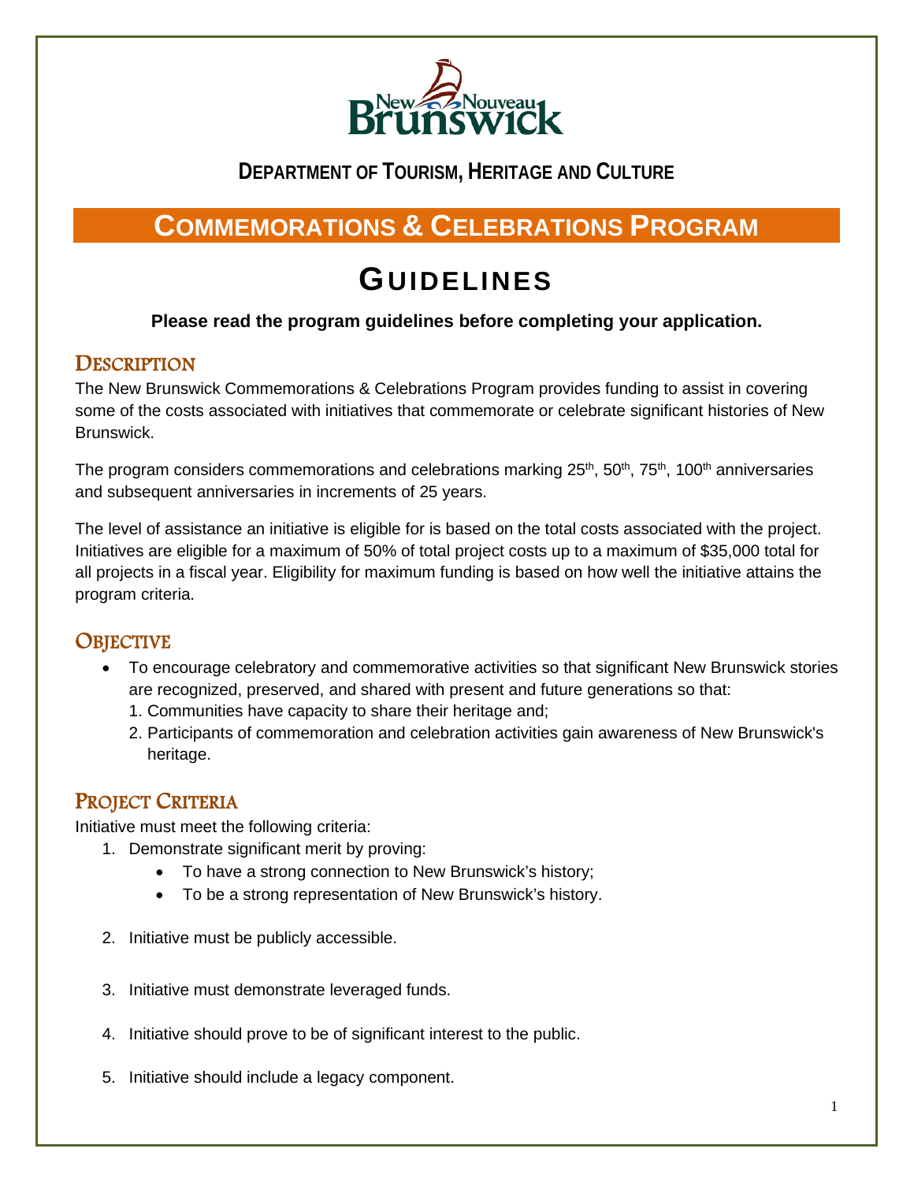**DEPARTMENT OF TOURISM, HERITAGE AND CULTURE**

# COMMEMORATIONS & CELEBRATIONS PROGRAM

# GUIDELINES

**Please read the program guidelines before completing your application.**

## DESCRIPTION

The New Brunswick Commemorations & Celebrations Program provides funding to assist in covering some of the costs associated with initiatives that commemorate or celebrate significant histories of New Brunswick.

The program considers commemorations and celebrations marking 25th, 50th, 75th, 100th anniversaries and subsequent anniversaries in increments of 25 years.

The level of assistance an initiative is eligible for is based on the total costs associated with the project. Initiatives are eligible for a maximum of 50% of total project costs up to a maximum of $35,000 total for all projects in a fiscal year. Eligibility for maximum funding is based on how well the initiative attains the program criteria.

## OBJECTIVE

- To encourage celebratory and commemorative activities so that significant New Brunswick stories are recognized, preserved, and shared with present and future generations so that:
  1. Communities have capacity to share their heritage and;
  2. Participants of commemoration and celebration activities gain awareness of New Brunswick's heritage.

## PROJECT CRITERIA

Initiative must meet the following criteria:

1. Demonstrate significant merit by proving:
   - To have a strong connection to New Brunswick's history;
   - To be a strong representation of New Brunswick's history.

2. Initiative must be publicly accessible.

3. Initiative must demonstrate leveraged funds.

4. Initiative should prove to be of significant interest to the public.

5. Initiative should include a legacy component.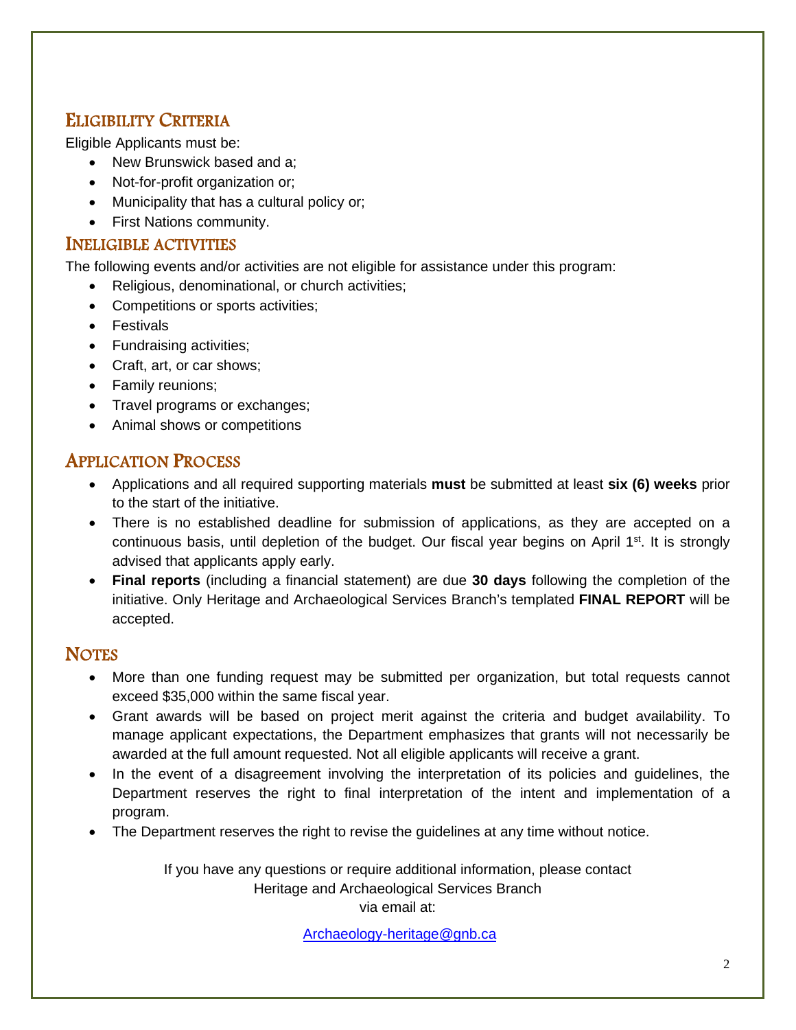## Eligibility Criteria

Eligible Applicants must be:

- New Brunswick based and a;
- Not-for-profit organization or;
- Municipality that has a cultural policy or;
- First Nations community.

## Ineligible activities

The following events and/or activities are not eligible for assistance under this program:

- Religious, denominational, or church activities;
- Competitions or sports activities;
- Festivals
- Fundraising activities;
- Craft, art, or car shows;
- Family reunions;
- Travel programs or exchanges;
- Animal shows or competitions

## Application Process

- Applications and all required supporting materials **must** be submitted at least **six (6) weeks** prior to the start of the initiative.
- There is no established deadline for submission of applications, as they are accepted on a continuous basis, until depletion of the budget. Our fiscal year begins on April 1st. It is strongly advised that applicants apply early.
- **Final reports** (including a financial statement) are due **30 days** following the completion of the initiative. Only Heritage and Archaeological Services Branch's templated **FINAL REPORT** will be accepted.

## Notes

- More than one funding request may be submitted per organization, but total requests cannot exceed $35,000 within the same fiscal year.
- Grant awards will be based on project merit against the criteria and budget availability. To manage applicant expectations, the Department emphasizes that grants will not necessarily be awarded at the full amount requested. Not all eligible applicants will receive a grant.
- In the event of a disagreement involving the interpretation of its policies and guidelines, the Department reserves the right to final interpretation of the intent and implementation of a program.
- The Department reserves the right to revise the guidelines at any time without notice.

If you have any questions or require additional information, please contact
Heritage and Archaeological Services Branch
via email at:

Archaeology-heritage@gnb.ca